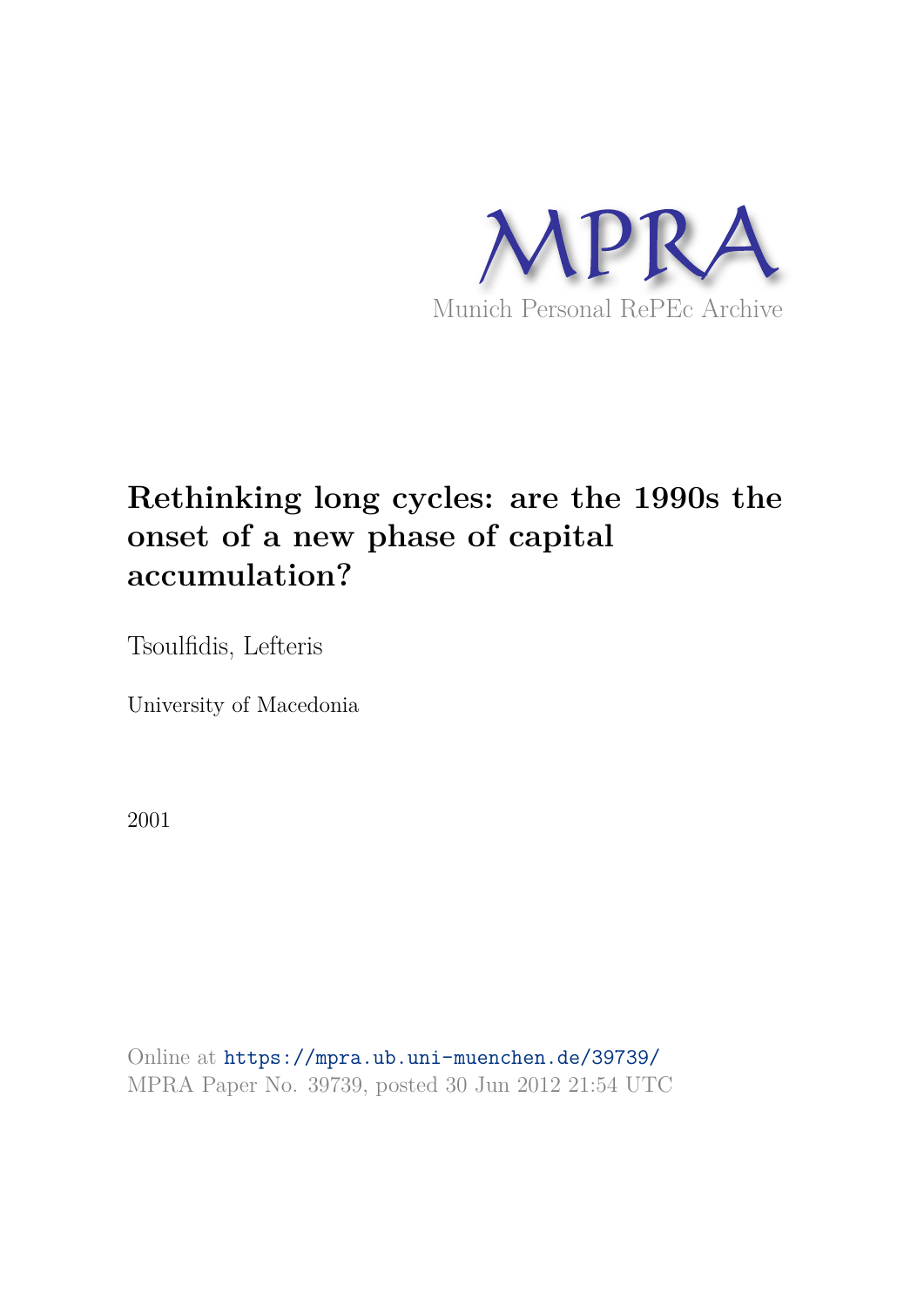MPRA

Munich Personal RePEc Archive

# Rethinking long cycles: are the 1990s the onset of a new phase of capital accumulation?

Tsoulfidis, Lefteris

University of Macedonia

2001

Online at https://mpra.ub.uni-muenchen.de/39739/
MPRA Paper No. 39739, posted 30 Jun 2012 21:54 UTC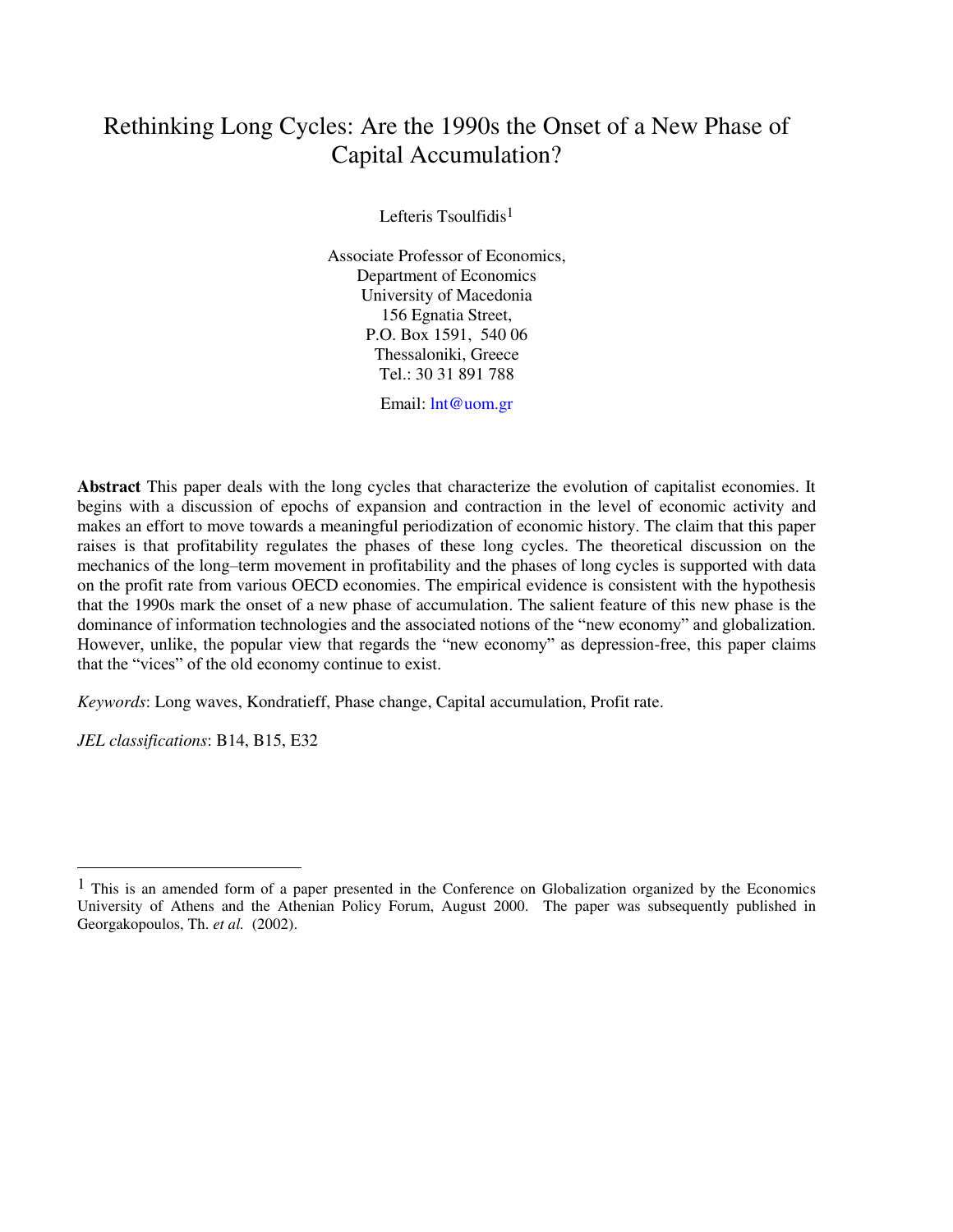# Rethinking Long Cycles: Are the 1990s the Onset of a New Phase of Capital Accumulation?

Lefteris Tsoulfidis[1]

Associate Professor of Economics,
Department of Economics
University of Macedonia
156 Egnatia Street,
P.O. Box 1591, 540 06
Thessaloniki, Greece
Tel.: 30 31 891 788

Email: lnt@uom.gr

**Abstract** This paper deals with the long cycles that characterize the evolution of capitalist economies. It begins with a discussion of epochs of expansion and contraction in the level of economic activity and makes an effort to move towards a meaningful periodization of economic history. The claim that this paper raises is that profitability regulates the phases of these long cycles. The theoretical discussion on the mechanics of the long–term movement in profitability and the phases of long cycles is supported with data on the profit rate from various OECD economies. The empirical evidence is consistent with the hypothesis that the 1990s mark the onset of a new phase of accumulation. The salient feature of this new phase is the dominance of information technologies and the associated notions of the "new economy" and globalization. However, unlike, the popular view that regards the "new economy" as depression-free, this paper claims that the "vices" of the old economy continue to exist.

*Keywords*: Long waves, Kondratieff, Phase change, Capital accumulation, Profit rate.

*JEL classifications*: B14, B15, E32

---

[1] This is an amended form of a paper presented in the Conference on Globalization organized by the Economics University of Athens and the Athenian Policy Forum, August 2000. The paper was subsequently published in Georgakopoulos, Th. *et al.* (2002).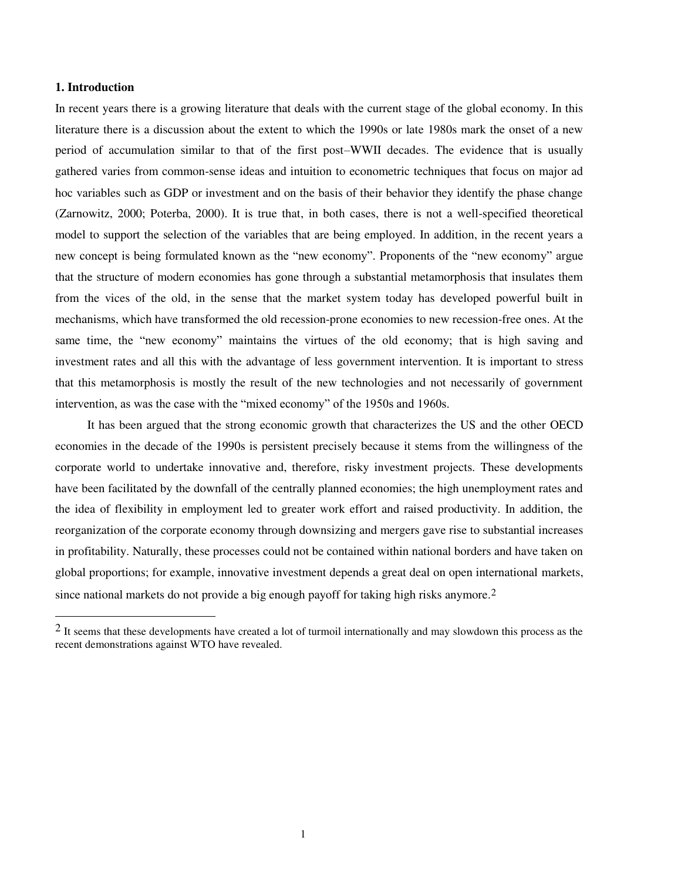## 1. Introduction

In recent years there is a growing literature that deals with the current stage of the global economy. In this literature there is a discussion about the extent to which the 1990s or late 1980s mark the onset of a new period of accumulation similar to that of the first post–WWII decades. The evidence that is usually gathered varies from common-sense ideas and intuition to econometric techniques that focus on major ad hoc variables such as GDP or investment and on the basis of their behavior they identify the phase change (Zarnowitz, 2000; Poterba, 2000). It is true that, in both cases, there is not a well-specified theoretical model to support the selection of the variables that are being employed. In addition, in the recent years a new concept is being formulated known as the "new economy". Proponents of the "new economy" argue that the structure of modern economies has gone through a substantial metamorphosis that insulates them from the vices of the old, in the sense that the market system today has developed powerful built in mechanisms, which have transformed the old recession-prone economies to new recession-free ones. At the same time, the "new economy" maintains the virtues of the old economy; that is high saving and investment rates and all this with the advantage of less government intervention. It is important to stress that this metamorphosis is mostly the result of the new technologies and not necessarily of government intervention, as was the case with the "mixed economy" of the 1950s and 1960s.

It has been argued that the strong economic growth that characterizes the US and the other OECD economies in the decade of the 1990s is persistent precisely because it stems from the willingness of the corporate world to undertake innovative and, therefore, risky investment projects. These developments have been facilitated by the downfall of the centrally planned economies; the high unemployment rates and the idea of flexibility in employment led to greater work effort and raised productivity. In addition, the reorganization of the corporate economy through downsizing and mergers gave rise to substantial increases in profitability. Naturally, these processes could not be contained within national borders and have taken on global proportions; for example, innovative investment depends a great deal on open international markets, since national markets do not provide a big enough payoff for taking high risks anymore.[2]

[2] It seems that these developments have created a lot of turmoil internationally and may slowdown this process as the recent demonstrations against WTO have revealed.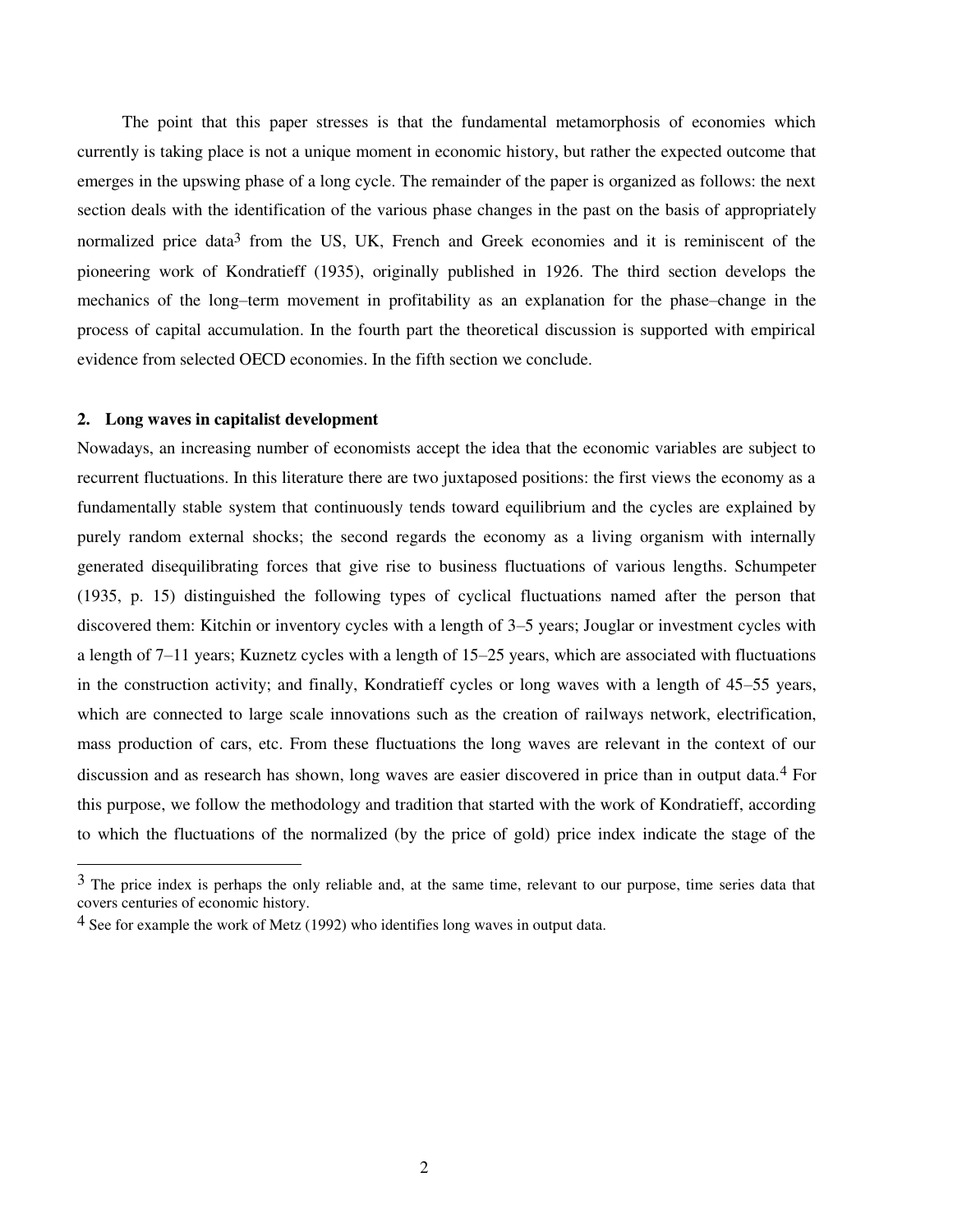The point that this paper stresses is that the fundamental metamorphosis of economies which currently is taking place is not a unique moment in economic history, but rather the expected outcome that emerges in the upswing phase of a long cycle. The remainder of the paper is organized as follows: the next section deals with the identification of the various phase changes in the past on the basis of appropriately normalized price data[3] from the US, UK, French and Greek economies and it is reminiscent of the pioneering work of Kondratieff (1935), originally published in 1926. The third section develops the mechanics of the long–term movement in profitability as an explanation for the phase–change in the process of capital accumulation. In the fourth part the theoretical discussion is supported with empirical evidence from selected OECD economies. In the fifth section we conclude.

## 2. Long waves in capitalist development

Nowadays, an increasing number of economists accept the idea that the economic variables are subject to recurrent fluctuations. In this literature there are two juxtaposed positions: the first views the economy as a fundamentally stable system that continuously tends toward equilibrium and the cycles are explained by purely random external shocks; the second regards the economy as a living organism with internally generated disequilibrating forces that give rise to business fluctuations of various lengths. Schumpeter (1935, p. 15) distinguished the following types of cyclical fluctuations named after the person that discovered them: Kitchin or inventory cycles with a length of 3–5 years; Jouglar or investment cycles with a length of 7–11 years; Kuznetz cycles with a length of 15–25 years, which are associated with fluctuations in the construction activity; and finally, Kondratieff cycles or long waves with a length of 45–55 years, which are connected to large scale innovations such as the creation of railways network, electrification, mass production of cars, etc. From these fluctuations the long waves are relevant in the context of our discussion and as research has shown, long waves are easier discovered in price than in output data.[4] For this purpose, we follow the methodology and tradition that started with the work of Kondratieff, according to which the fluctuations of the normalized (by the price of gold) price index indicate the stage of the

---

[3] The price index is perhaps the only reliable and, at the same time, relevant to our purpose, time series data that covers centuries of economic history.

[4] See for example the work of Metz (1992) who identifies long waves in output data.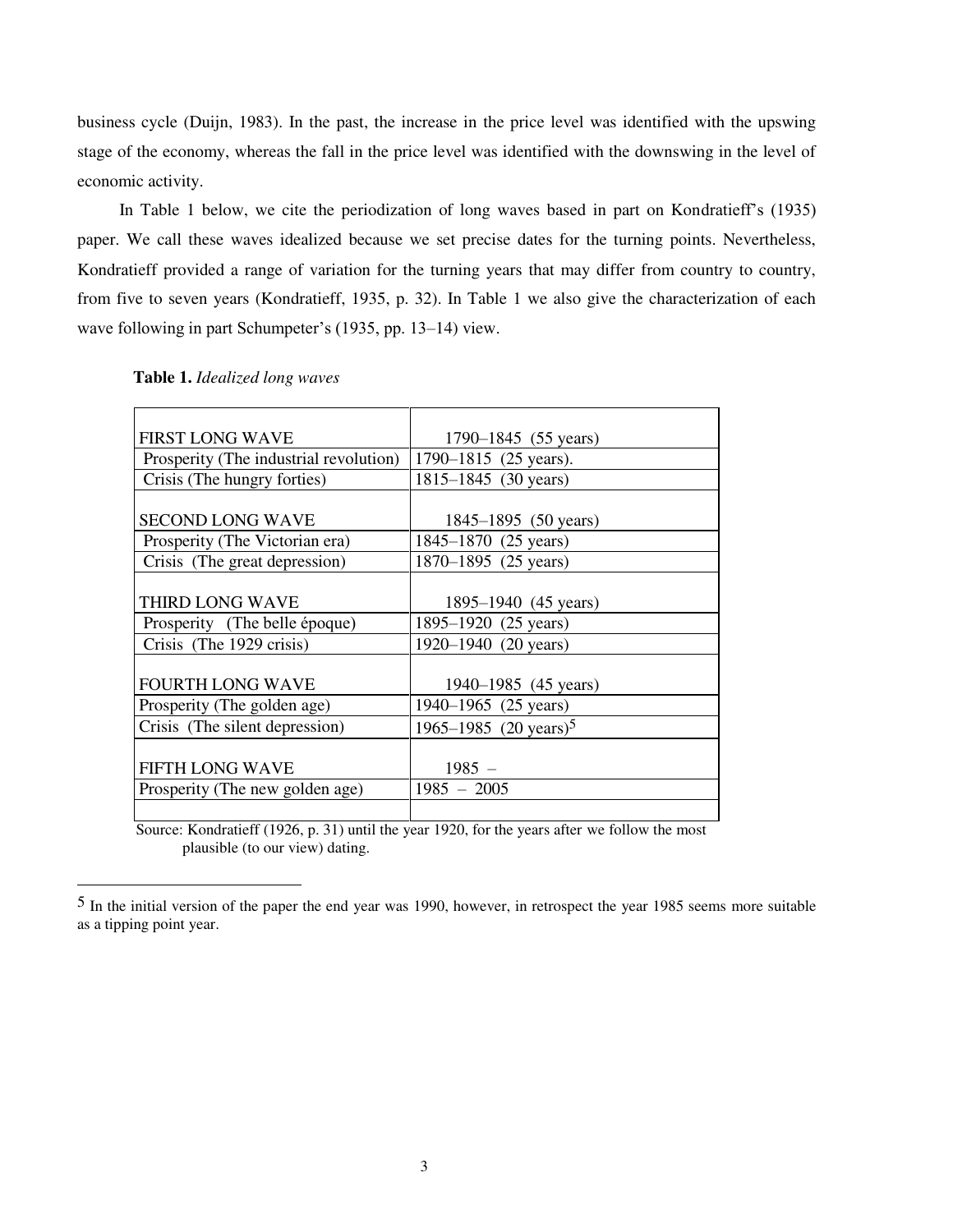business cycle (Duijn, 1983). In the past, the increase in the price level was identified with the upswing stage of the economy, whereas the fall in the price level was identified with the downswing in the level of economic activity.

In Table 1 below, we cite the periodization of long waves based in part on Kondratieff's (1935) paper. We call these waves idealized because we set precise dates for the turning points. Nevertheless, Kondratieff provided a range of variation for the turning years that may differ from country to country, from five to seven years (Kondratieff, 1935, p. 32). In Table 1 we also give the characterization of each wave following in part Schumpeter's (1935, pp. 13–14) view.

**Table 1.** *Idealized long waves*

| | |
|---|---|
| FIRST LONG WAVE | 1790–1845 (55 years) |
| Prosperity (The industrial revolution) | 1790–1815 (25 years). |
| Crisis (The hungry forties) | 1815–1845 (30 years) |
| SECOND LONG WAVE | 1845–1895 (50 years) |
| Prosperity (The Victorian era) | 1845–1870 (25 years) |
| Crisis (The great depression) | 1870–1895 (25 years) |
| THIRD LONG WAVE | 1895–1940 (45 years) |
| Prosperity (The belle époque) | 1895–1920 (25 years) |
| Crisis (The 1929 crisis) | 1920–1940 (20 years) |
| FOURTH LONG WAVE | 1940–1985 (45 years) |
| Prosperity (The golden age) | 1940–1965 (25 years) |
| Crisis (The silent depression) | 1965–1985 (20 years)[5] |
| FIFTH LONG WAVE | 1985 – |
| Prosperity (The new golden age) | 1985 – 2005 |

Source: Kondratieff (1926, p. 31) until the year 1920, for the years after we follow the most plausible (to our view) dating.

[5] In the initial version of the paper the end year was 1990, however, in retrospect the year 1985 seems more suitable as a tipping point year.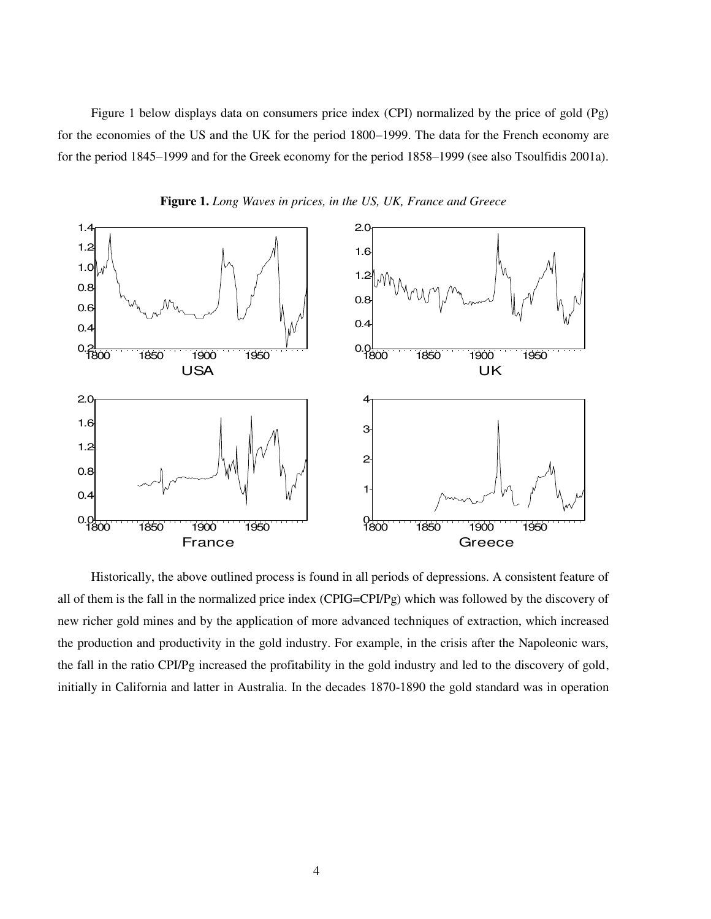Figure 1 below displays data on consumers price index (CPI) normalized by the price of gold (Pg) for the economies of the US and the UK for the period 1800–1999. The data for the French economy are for the period 1845–1999 and for the Greek economy for the period 1858–1999 (see also Tsoulfidis 2001a).

**Figure 1.** *Long Waves in prices, in the US, UK, France and Greece*

Historically, the above outlined process is found in all periods of depressions. A consistent feature of all of them is the fall in the normalized price index (CPIG=CPI/Pg) which was followed by the discovery of new richer gold mines and by the application of more advanced techniques of extraction, which increased the production and productivity in the gold industry. For example, in the crisis after the Napoleonic wars, the fall in the ratio CPI/Pg increased the profitability in the gold industry and led to the discovery of gold, initially in California and latter in Australia. In the decades 1870-1890 the gold standard was in operation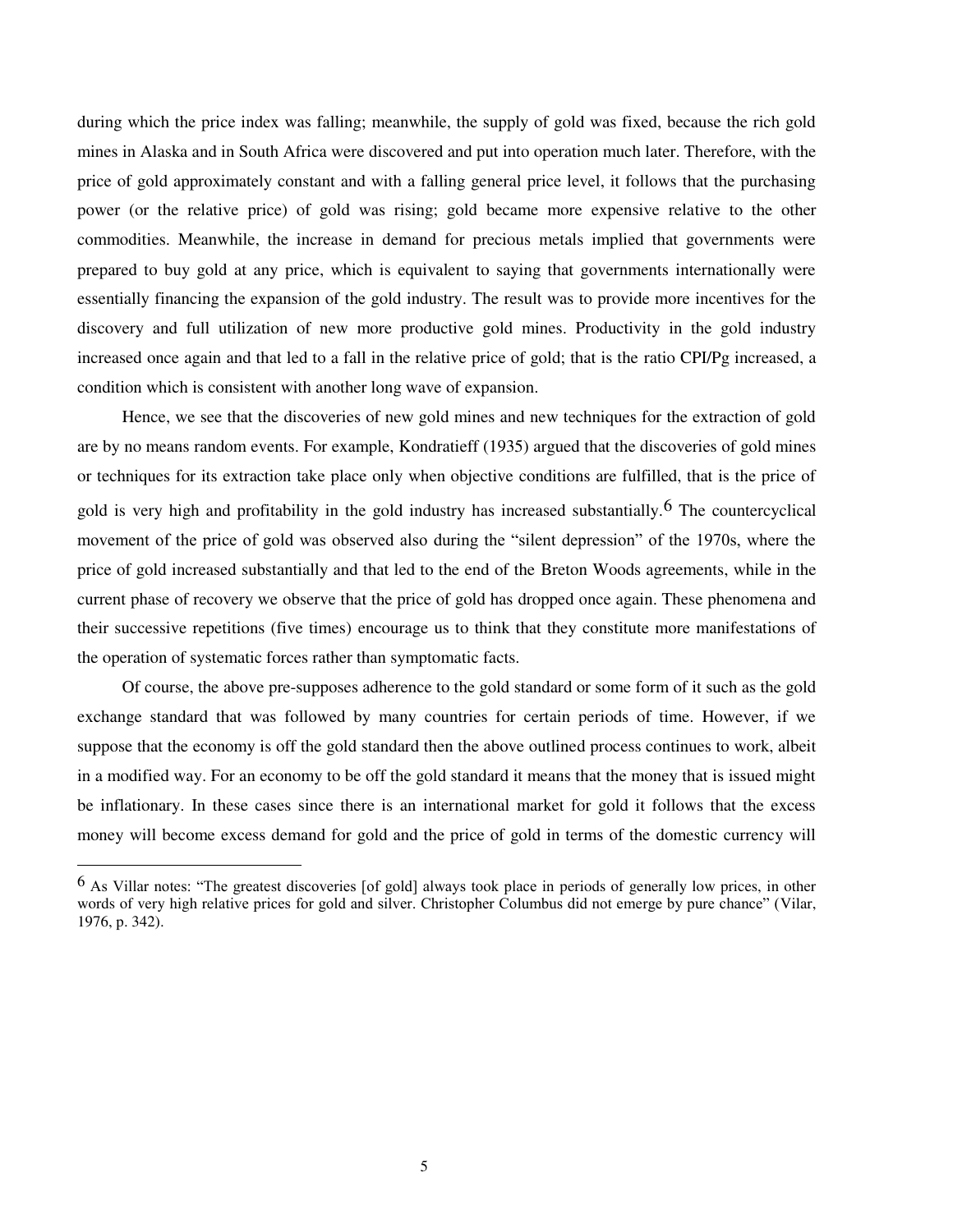during which the price index was falling; meanwhile, the supply of gold was fixed, because the rich gold mines in Alaska and in South Africa were discovered and put into operation much later. Therefore, with the price of gold approximately constant and with a falling general price level, it follows that the purchasing power (or the relative price) of gold was rising; gold became more expensive relative to the other commodities. Meanwhile, the increase in demand for precious metals implied that governments were prepared to buy gold at any price, which is equivalent to saying that governments internationally were essentially financing the expansion of the gold industry. The result was to provide more incentives for the discovery and full utilization of new more productive gold mines. Productivity in the gold industry increased once again and that led to a fall in the relative price of gold; that is the ratio CPI/Pg increased, a condition which is consistent with another long wave of expansion.

Hence, we see that the discoveries of new gold mines and new techniques for the extraction of gold are by no means random events. For example, Kondratieff (1935) argued that the discoveries of gold mines or techniques for its extraction take place only when objective conditions are fulfilled, that is the price of gold is very high and profitability in the gold industry has increased substantially.[6] The countercyclical movement of the price of gold was observed also during the "silent depression" of the 1970s, where the price of gold increased substantially and that led to the end of the Breton Woods agreements, while in the current phase of recovery we observe that the price of gold has dropped once again. These phenomena and their successive repetitions (five times) encourage us to think that they constitute more manifestations of the operation of systematic forces rather than symptomatic facts.

Of course, the above pre-supposes adherence to the gold standard or some form of it such as the gold exchange standard that was followed by many countries for certain periods of time. However, if we suppose that the economy is off the gold standard then the above outlined process continues to work, albeit in a modified way. For an economy to be off the gold standard it means that the money that is issued might be inflationary. In these cases since there is an international market for gold it follows that the excess money will become excess demand for gold and the price of gold in terms of the domestic currency will

---

[6] As Villar notes: "The greatest discoveries [of gold] always took place in periods of generally low prices, in other words of very high relative prices for gold and silver. Christopher Columbus did not emerge by pure chance" (Vilar, 1976, p. 342).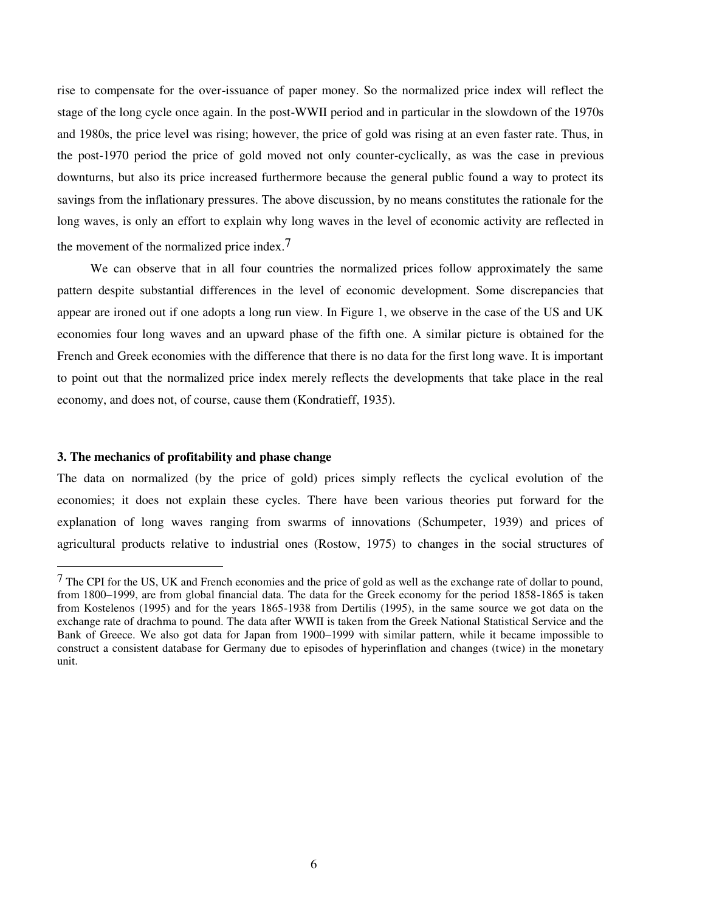rise to compensate for the over-issuance of paper money. So the normalized price index will reflect the stage of the long cycle once again. In the post-WWII period and in particular in the slowdown of the 1970s and 1980s, the price level was rising; however, the price of gold was rising at an even faster rate. Thus, in the post-1970 period the price of gold moved not only counter-cyclically, as was the case in previous downturns, but also its price increased furthermore because the general public found a way to protect its savings from the inflationary pressures. The above discussion, by no means constitutes the rationale for the long waves, is only an effort to explain why long waves in the level of economic activity are reflected in the movement of the normalized price index.[7]

We can observe that in all four countries the normalized prices follow approximately the same pattern despite substantial differences in the level of economic development. Some discrepancies that appear are ironed out if one adopts a long run view. In Figure 1, we observe in the case of the US and UK economies four long waves and an upward phase of the fifth one. A similar picture is obtained for the French and Greek economies with the difference that there is no data for the first long wave. It is important to point out that the normalized price index merely reflects the developments that take place in the real economy, and does not, of course, cause them (Kondratieff, 1935).

### 3. The mechanics of profitability and phase change

The data on normalized (by the price of gold) prices simply reflects the cyclical evolution of the economies; it does not explain these cycles. There have been various theories put forward for the explanation of long waves ranging from swarms of innovations (Schumpeter, 1939) and prices of agricultural products relative to industrial ones (Rostow, 1975) to changes in the social structures of

---

[7] The CPI for the US, UK and French economies and the price of gold as well as the exchange rate of dollar to pound, from 1800–1999, are from global financial data. The data for the Greek economy for the period 1858-1865 is taken from Kostelenos (1995) and for the years 1865-1938 from Dertilis (1995), in the same source we got data on the exchange rate of drachma to pound. The data after WWII is taken from the Greek National Statistical Service and the Bank of Greece. We also got data for Japan from 1900–1999 with similar pattern, while it became impossible to construct a consistent database for Germany due to episodes of hyperinflation and changes (twice) in the monetary unit.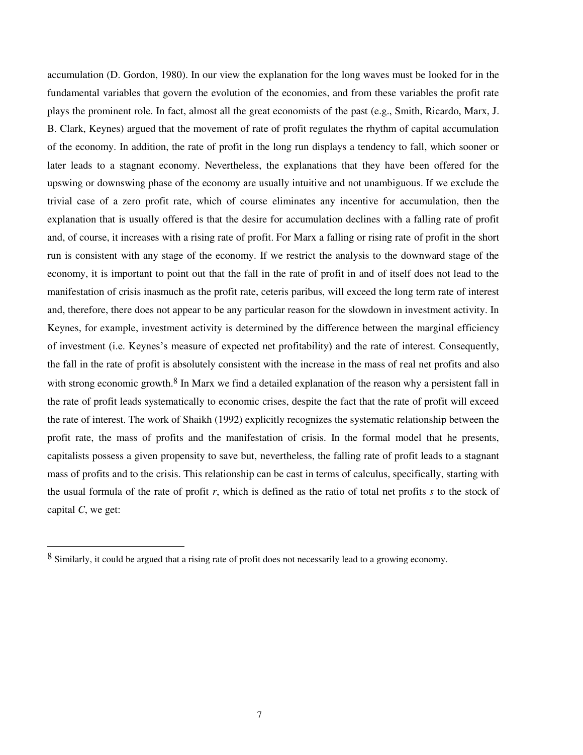accumulation (D. Gordon, 1980). In our view the explanation for the long waves must be looked for in the fundamental variables that govern the evolution of the economies, and from these variables the profit rate plays the prominent role. In fact, almost all the great economists of the past (e.g., Smith, Ricardo, Marx, J. B. Clark, Keynes) argued that the movement of rate of profit regulates the rhythm of capital accumulation of the economy. In addition, the rate of profit in the long run displays a tendency to fall, which sooner or later leads to a stagnant economy. Nevertheless, the explanations that they have been offered for the upswing or downswing phase of the economy are usually intuitive and not unambiguous. If we exclude the trivial case of a zero profit rate, which of course eliminates any incentive for accumulation, then the explanation that is usually offered is that the desire for accumulation declines with a falling rate of profit and, of course, it increases with a rising rate of profit. For Marx a falling or rising rate of profit in the short run is consistent with any stage of the economy. If we restrict the analysis to the downward stage of the economy, it is important to point out that the fall in the rate of profit in and of itself does not lead to the manifestation of crisis inasmuch as the profit rate, ceteris paribus, will exceed the long term rate of interest and, therefore, there does not appear to be any particular reason for the slowdown in investment activity. In Keynes, for example, investment activity is determined by the difference between the marginal efficiency of investment (i.e. Keynes's measure of expected net profitability) and the rate of interest. Consequently, the fall in the rate of profit is absolutely consistent with the increase in the mass of real net profits and also with strong economic growth.[8] In Marx we find a detailed explanation of the reason why a persistent fall in the rate of profit leads systematically to economic crises, despite the fact that the rate of profit will exceed the rate of interest. The work of Shaikh (1992) explicitly recognizes the systematic relationship between the profit rate, the mass of profits and the manifestation of crisis. In the formal model that he presents, capitalists possess a given propensity to save but, nevertheless, the falling rate of profit leads to a stagnant mass of profits and to the crisis. This relationship can be cast in terms of calculus, specifically, starting with the usual formula of the rate of profit $r$, which is defined as the ratio of total net profits $s$ to the stock of capital $C$, we get:

---

[8] Similarly, it could be argued that a rising rate of profit does not necessarily lead to a growing economy.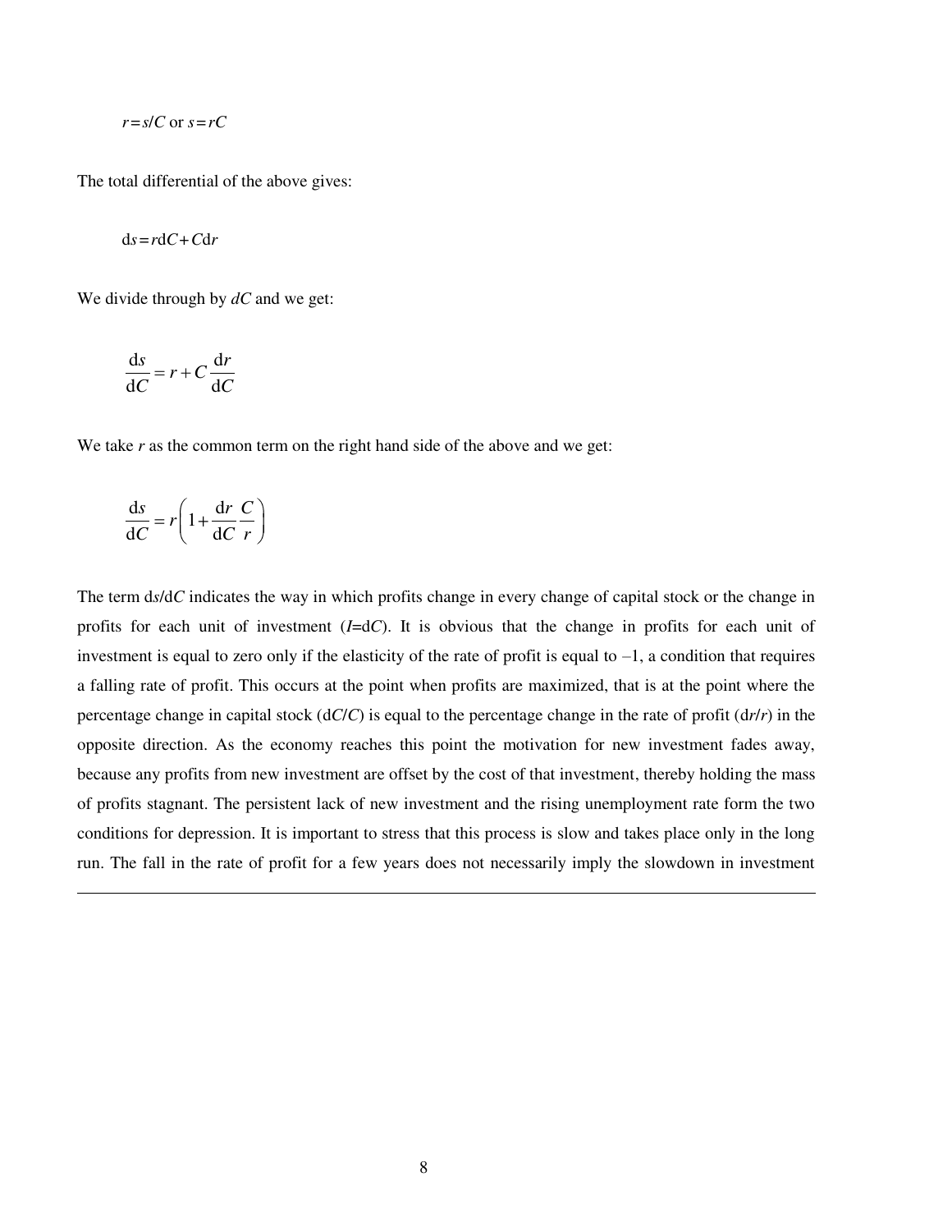$$r = s/C \text{ or } s = rC$$

The total differential of the above gives:

$$\mathrm{d}s = r\mathrm{d}C + C\mathrm{d}r$$

We divide through by $dC$ and we get:

$$\frac{\mathrm{d}s}{\mathrm{d}C} = r + C\frac{\mathrm{d}r}{\mathrm{d}C}$$

We take $r$ as the common term on the right hand side of the above and we get:

$$\frac{\mathrm{d}s}{\mathrm{d}C} = r\left(1 + \frac{\mathrm{d}r}{\mathrm{d}C}\frac{C}{r}\right)$$

The term $\mathrm{d}s/\mathrm{d}C$ indicates the way in which profits change in every change of capital stock or the change in profits for each unit of investment ($I$=d$C$). It is obvious that the change in profits for each unit of investment is equal to zero only if the elasticity of the rate of profit is equal to –1, a condition that requires a falling rate of profit. This occurs at the point when profits are maximized, that is at the point where the percentage change in capital stock ($\mathrm{d}C/C$) is equal to the percentage change in the rate of profit ($\mathrm{d}r/r$) in the opposite direction. As the economy reaches this point the motivation for new investment fades away, because any profits from new investment are offset by the cost of that investment, thereby holding the mass of profits stagnant. The persistent lack of new investment and the rising unemployment rate form the two conditions for depression. It is important to stress that this process is slow and takes place only in the long run. The fall in the rate of profit for a few years does not necessarily imply the slowdown in investment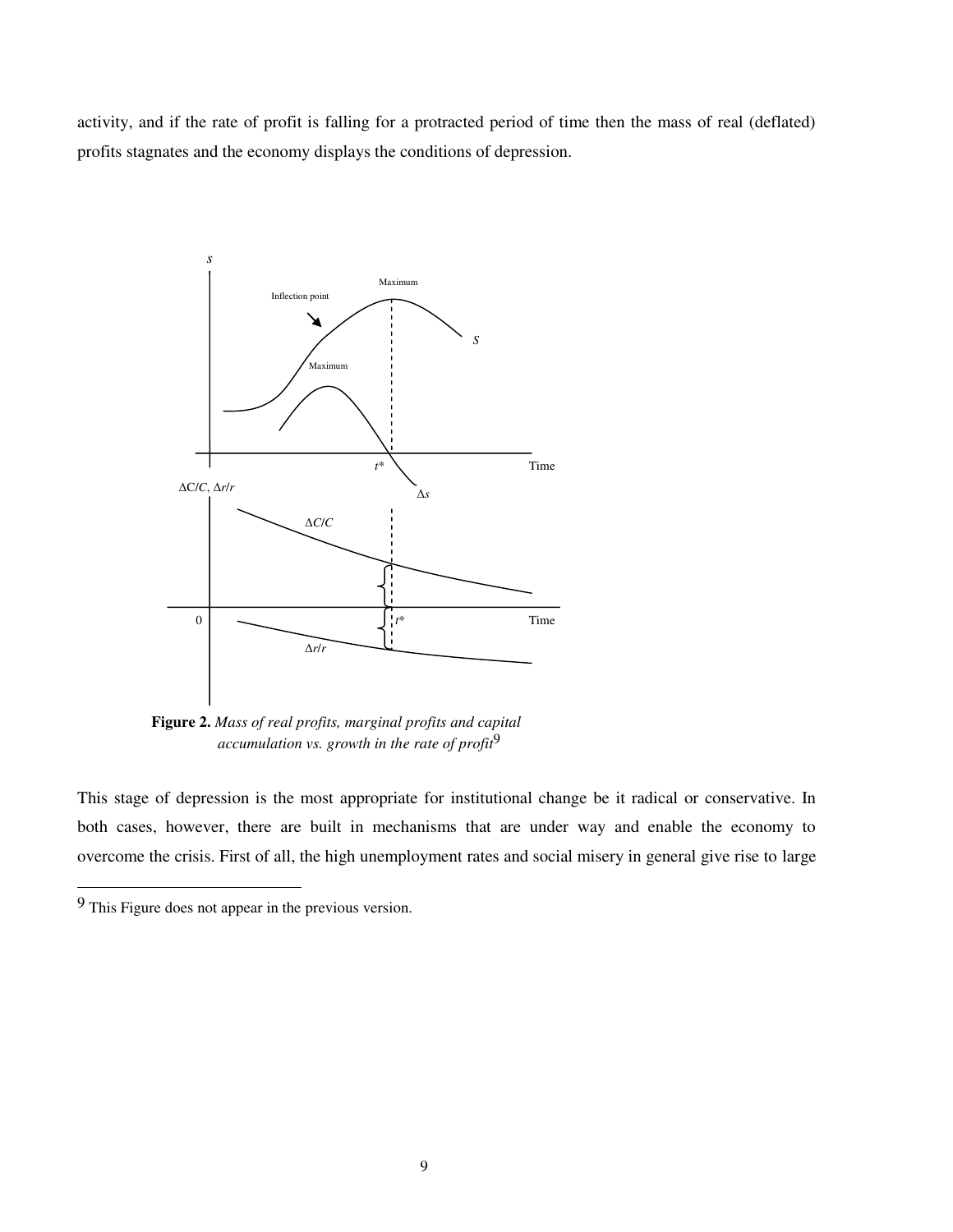activity, and if the rate of profit is falling for a protracted period of time then the mass of real (deflated) profits stagnates and the economy displays the conditions of depression.

**Figure 2.** *Mass of real profits, marginal profits and capital accumulation vs. growth in the rate of profit*[9]

This stage of depression is the most appropriate for institutional change be it radical or conservative. In both cases, however, there are built in mechanisms that are under way and enable the economy to overcome the crisis. First of all, the high unemployment rates and social misery in general give rise to large

---

[9] This Figure does not appear in the previous version.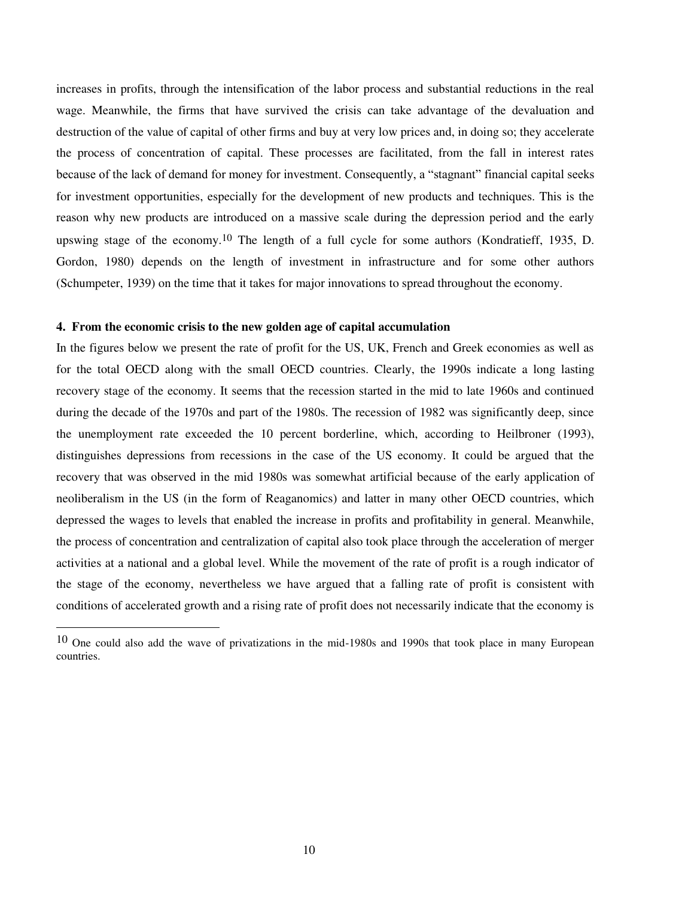increases in profits, through the intensification of the labor process and substantial reductions in the real wage. Meanwhile, the firms that have survived the crisis can take advantage of the devaluation and destruction of the value of capital of other firms and buy at very low prices and, in doing so; they accelerate the process of concentration of capital. These processes are facilitated, from the fall in interest rates because of the lack of demand for money for investment. Consequently, a "stagnant" financial capital seeks for investment opportunities, especially for the development of new products and techniques. This is the reason why new products are introduced on a massive scale during the depression period and the early upswing stage of the economy.[10] The length of a full cycle for some authors (Kondratieff, 1935, D. Gordon, 1980) depends on the length of investment in infrastructure and for some other authors (Schumpeter, 1939) on the time that it takes for major innovations to spread throughout the economy.

#### 4. From the economic crisis to the new golden age of capital accumulation

In the figures below we present the rate of profit for the US, UK, French and Greek economies as well as for the total OECD along with the small OECD countries. Clearly, the 1990s indicate a long lasting recovery stage of the economy. It seems that the recession started in the mid to late 1960s and continued during the decade of the 1970s and part of the 1980s. The recession of 1982 was significantly deep, since the unemployment rate exceeded the 10 percent borderline, which, according to Heilbroner (1993), distinguishes depressions from recessions in the case of the US economy. It could be argued that the recovery that was observed in the mid 1980s was somewhat artificial because of the early application of neoliberalism in the US (in the form of Reaganomics) and latter in many other OECD countries, which depressed the wages to levels that enabled the increase in profits and profitability in general. Meanwhile, the process of concentration and centralization of capital also took place through the acceleration of merger activities at a national and a global level. While the movement of the rate of profit is a rough indicator of the stage of the economy, nevertheless we have argued that a falling rate of profit is consistent with conditions of accelerated growth and a rising rate of profit does not necessarily indicate that the economy is

[10] One could also add the wave of privatizations in the mid-1980s and 1990s that took place in many European countries.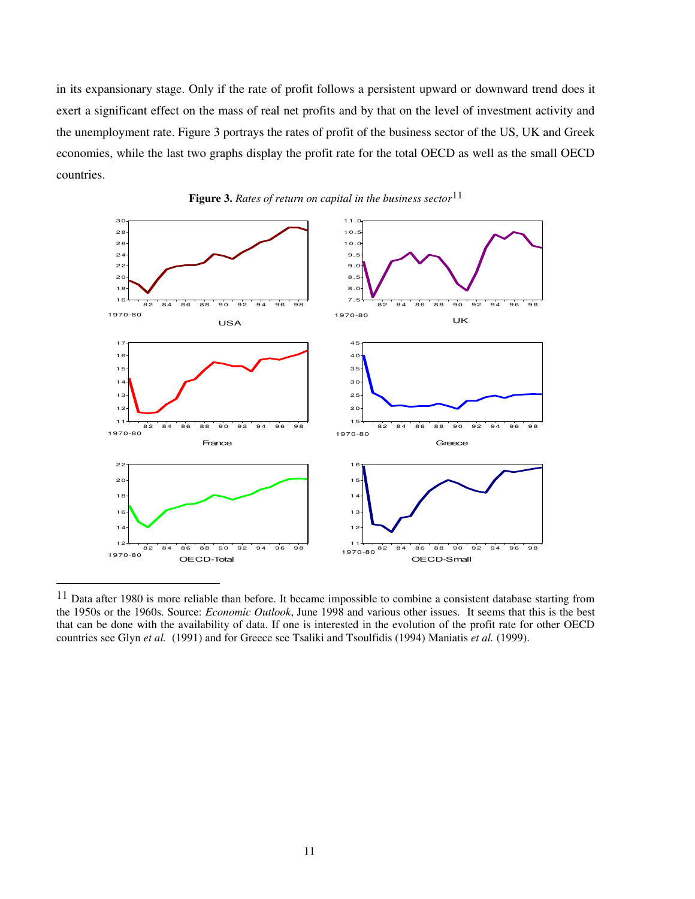in its expansionary stage. Only if the rate of profit follows a persistent upward or downward trend does it exert a significant effect on the mass of real net profits and by that on the level of investment activity and the unemployment rate. Figure 3 portrays the rates of profit of the business sector of the US, UK and Greek economies, while the last two graphs display the profit rate for the total OECD as well as the small OECD countries.

**Figure 3.** *Rates of return on capital in the business sector*[11]

[11] Data after 1980 is more reliable than before. It became impossible to combine a consistent database starting from the 1950s or the 1960s. Source: *Economic Outlook*, June 1998 and various other issues. It seems that this is the best that can be done with the availability of data. If one is interested in the evolution of the profit rate for other OECD countries see Glyn *et al.* (1991) and for Greece see Tsaliki and Tsoulfidis (1994) Maniatis *et al.* (1999).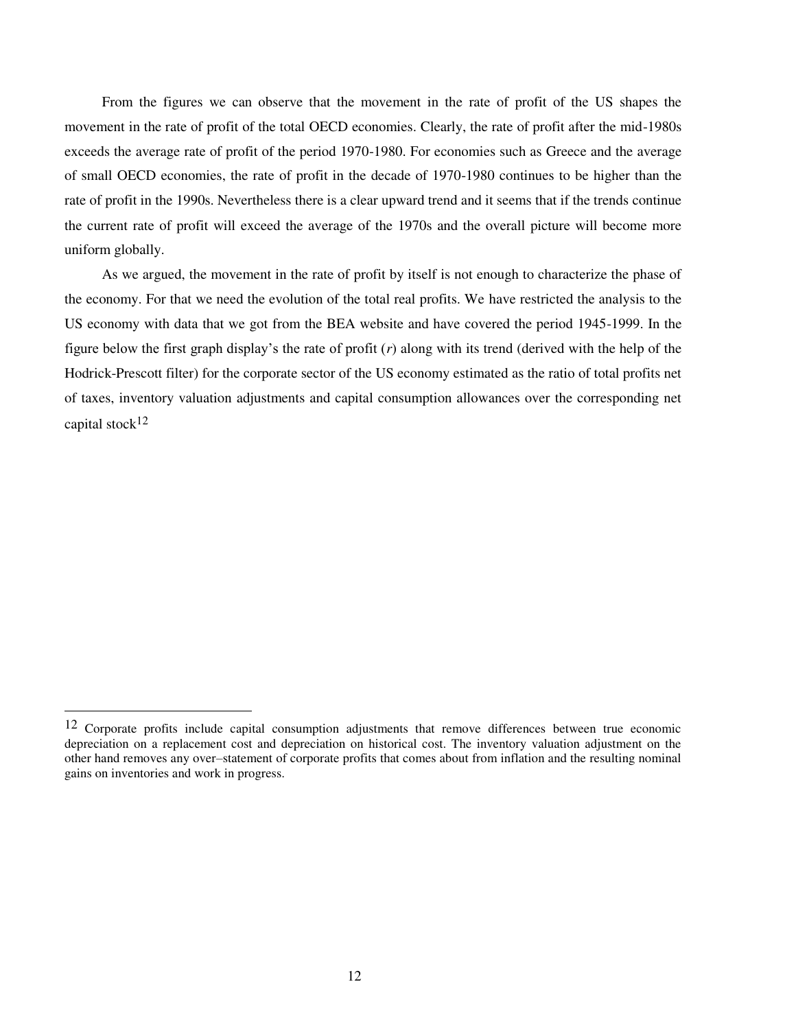From the figures we can observe that the movement in the rate of profit of the US shapes the movement in the rate of profit of the total OECD economies. Clearly, the rate of profit after the mid-1980s exceeds the average rate of profit of the period 1970-1980. For economies such as Greece and the average of small OECD economies, the rate of profit in the decade of 1970-1980 continues to be higher than the rate of profit in the 1990s. Nevertheless there is a clear upward trend and it seems that if the trends continue the current rate of profit will exceed the average of the 1970s and the overall picture will become more uniform globally.

As we argued, the movement in the rate of profit by itself is not enough to characterize the phase of the economy. For that we need the evolution of the total real profits. We have restricted the analysis to the US economy with data that we got from the BEA website and have covered the period 1945-1999. In the figure below the first graph display's the rate of profit ($r$) along with its trend (derived with the help of the Hodrick-Prescott filter) for the corporate sector of the US economy estimated as the ratio of total profits net of taxes, inventory valuation adjustments and capital consumption allowances over the corresponding net capital stock[12]

---

[12] Corporate profits include capital consumption adjustments that remove differences between true economic depreciation on a replacement cost and depreciation on historical cost. The inventory valuation adjustment on the other hand removes any over–statement of corporate profits that comes about from inflation and the resulting nominal gains on inventories and work in progress.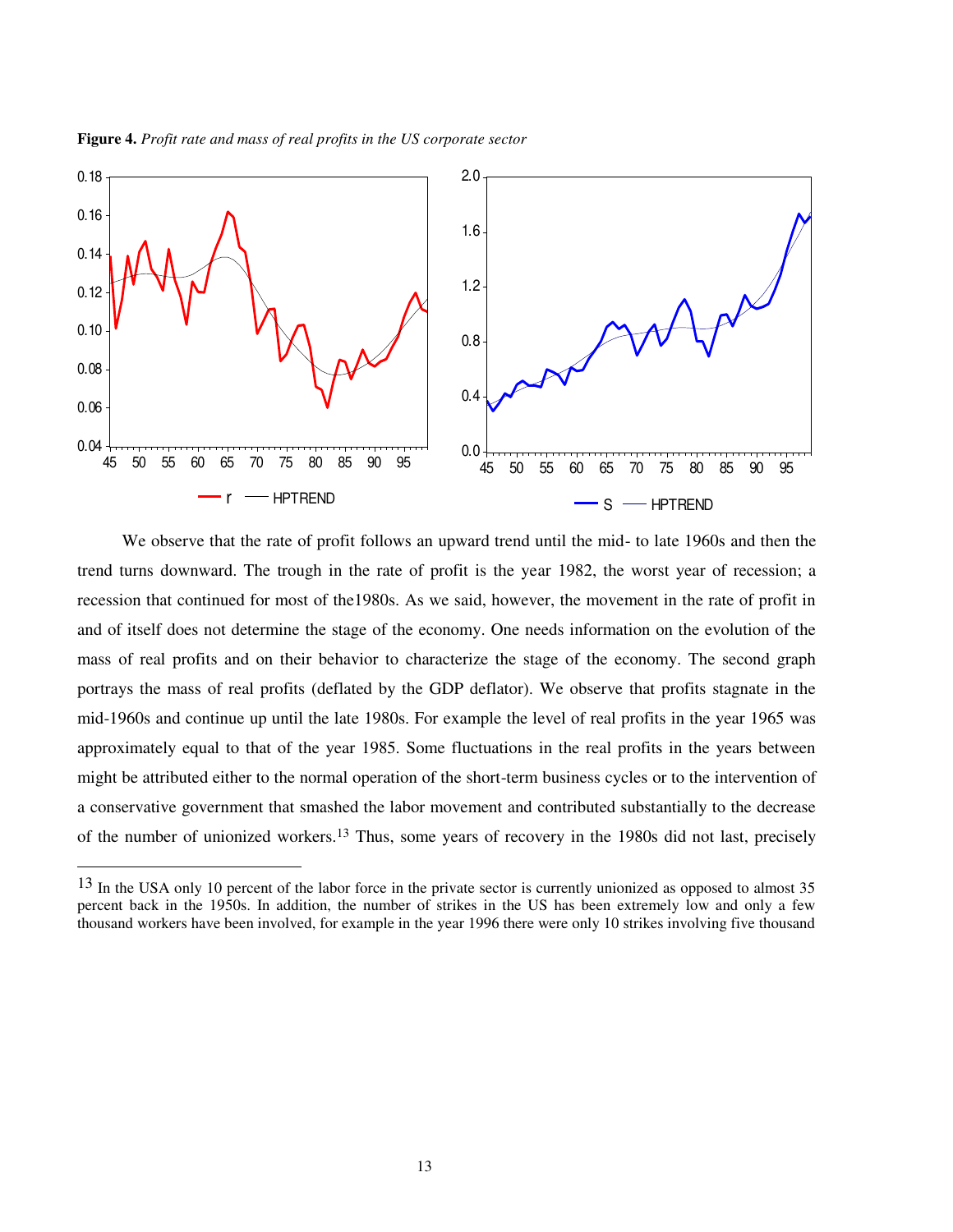**Figure 4.** *Profit rate and mass of real profits in the US corporate sector*

We observe that the rate of profit follows an upward trend until the mid- to late 1960s and then the trend turns downward. The trough in the rate of profit is the year 1982, the worst year of recession; a recession that continued for most of the1980s. As we said, however, the movement in the rate of profit in and of itself does not determine the stage of the economy. One needs information on the evolution of the mass of real profits and on their behavior to characterize the stage of the economy. The second graph portrays the mass of real profits (deflated by the GDP deflator). We observe that profits stagnate in the mid-1960s and continue up until the late 1980s. For example the level of real profits in the year 1965 was approximately equal to that of the year 1985. Some fluctuations in the real profits in the years between might be attributed either to the normal operation of the short-term business cycles or to the intervention of a conservative government that smashed the labor movement and contributed substantially to the decrease of the number of unionized workers.[13] Thus, some years of recovery in the 1980s did not last, precisely

---

[13] In the USA only 10 percent of the labor force in the private sector is currently unionized as opposed to almost 35 percent back in the 1950s. In addition, the number of strikes in the US has been extremely low and only a few thousand workers have been involved, for example in the year 1996 there were only 10 strikes involving five thousand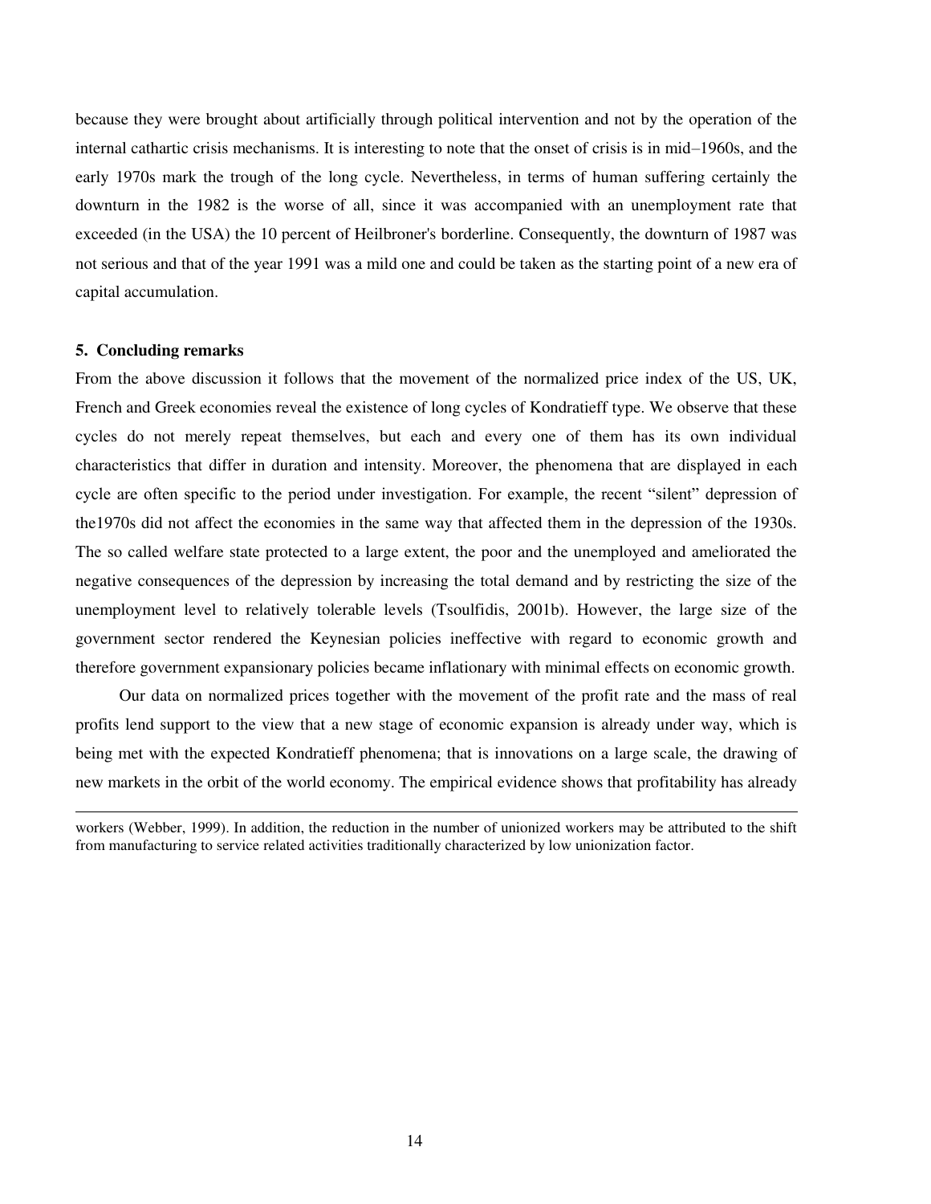because they were brought about artificially through political intervention and not by the operation of the internal cathartic crisis mechanisms. It is interesting to note that the onset of crisis is in mid–1960s, and the early 1970s mark the trough of the long cycle. Nevertheless, in terms of human suffering certainly the downturn in the 1982 is the worse of all, since it was accompanied with an unemployment rate that exceeded (in the USA) the 10 percent of Heilbroner's borderline. Consequently, the downturn of 1987 was not serious and that of the year 1991 was a mild one and could be taken as the starting point of a new era of capital accumulation.

## 5. Concluding remarks

From the above discussion it follows that the movement of the normalized price index of the US, UK, French and Greek economies reveal the existence of long cycles of Kondratieff type. We observe that these cycles do not merely repeat themselves, but each and every one of them has its own individual characteristics that differ in duration and intensity. Moreover, the phenomena that are displayed in each cycle are often specific to the period under investigation. For example, the recent "silent" depression of the1970s did not affect the economies in the same way that affected them in the depression of the 1930s. The so called welfare state protected to a large extent, the poor and the unemployed and ameliorated the negative consequences of the depression by increasing the total demand and by restricting the size of the unemployment level to relatively tolerable levels (Tsoulfidis, 2001b). However, the large size of the government sector rendered the Keynesian policies ineffective with regard to economic growth and therefore government expansionary policies became inflationary with minimal effects on economic growth.

Our data on normalized prices together with the movement of the profit rate and the mass of real profits lend support to the view that a new stage of economic expansion is already under way, which is being met with the expected Kondratieff phenomena; that is innovations on a large scale, the drawing of new markets in the orbit of the world economy. The empirical evidence shows that profitability has already

---

workers (Webber, 1999). In addition, the reduction in the number of unionized workers may be attributed to the shift from manufacturing to service related activities traditionally characterized by low unionization factor.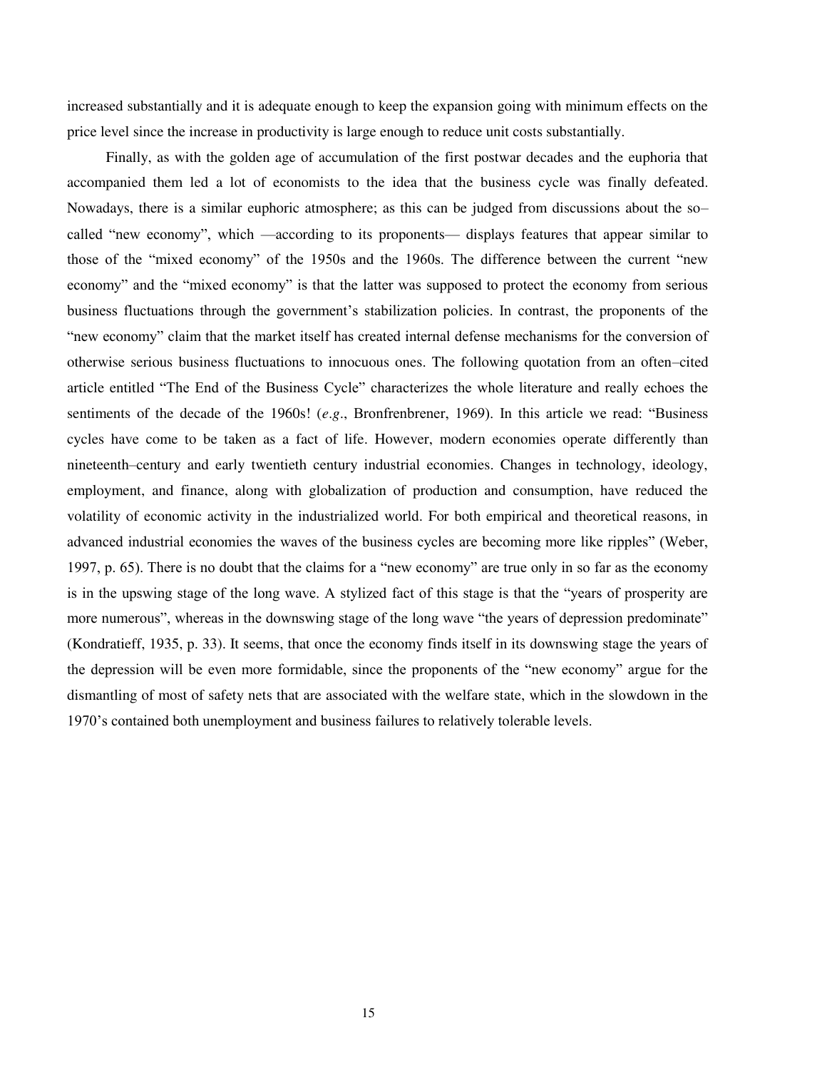increased substantially and it is adequate enough to keep the expansion going with minimum effects on the price level since the increase in productivity is large enough to reduce unit costs substantially.

Finally, as with the golden age of accumulation of the first postwar decades and the euphoria that accompanied them led a lot of economists to the idea that the business cycle was finally defeated. Nowadays, there is a similar euphoric atmosphere; as this can be judged from discussions about the so–called "new economy", which —according to its proponents— displays features that appear similar to those of the "mixed economy" of the 1950s and the 1960s. The difference between the current "new economy" and the "mixed economy" is that the latter was supposed to protect the economy from serious business fluctuations through the government's stabilization policies. In contrast, the proponents of the "new economy" claim that the market itself has created internal defense mechanisms for the conversion of otherwise serious business fluctuations to innocuous ones. The following quotation from an often–cited article entitled "The End of the Business Cycle" characterizes the whole literature and really echoes the sentiments of the decade of the 1960s! (*e.g*., Bronfrenbrener, 1969). In this article we read: "Business cycles have come to be taken as a fact of life. However, modern economies operate differently than nineteenth–century and early twentieth century industrial economies. Changes in technology, ideology, employment, and finance, along with globalization of production and consumption, have reduced the volatility of economic activity in the industrialized world. For both empirical and theoretical reasons, in advanced industrial economies the waves of the business cycles are becoming more like ripples" (Weber, 1997, p. 65). There is no doubt that the claims for a "new economy" are true only in so far as the economy is in the upswing stage of the long wave. A stylized fact of this stage is that the "years of prosperity are more numerous", whereas in the downswing stage of the long wave "the years of depression predominate" (Kondratieff, 1935, p. 33). It seems, that once the economy finds itself in its downswing stage the years of the depression will be even more formidable, since the proponents of the "new economy" argue for the dismantling of most of safety nets that are associated with the welfare state, which in the slowdown in the 1970's contained both unemployment and business failures to relatively tolerable levels.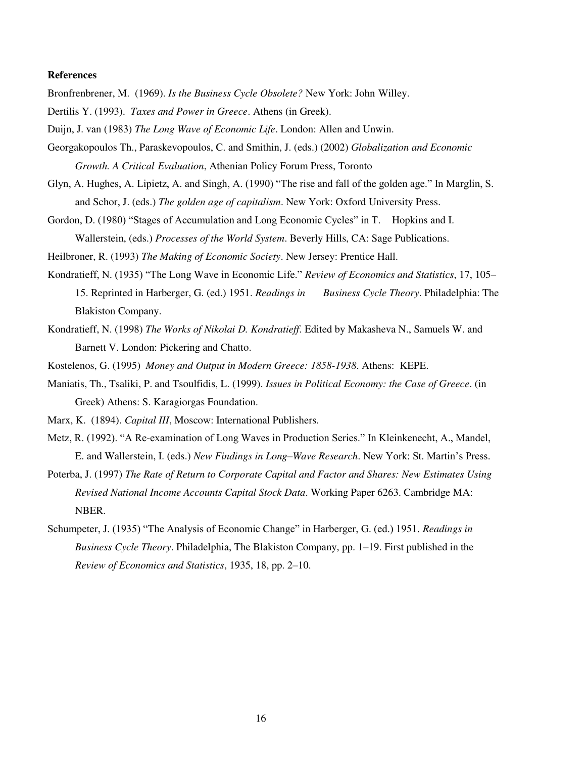**References**

Bronfrenbrener, M. (1969). *Is the Business Cycle Obsolete?* New York: John Willey.

Dertilis Y. (1993). *Taxes and Power in Greece*. Athens (in Greek).

Duijn, J. van (1983) *The Long Wave of Economic Life*. London: Allen and Unwin.

Georgakopoulos Th., Paraskevopoulos, C. and Smithin, J. (eds.) (2002) *Globalization and Economic Growth. A Critical Evaluation*, Athenian Policy Forum Press, Toronto

Glyn, A. Hughes, A. Lipietz, A. and Singh, A. (1990) "The rise and fall of the golden age." In Marglin, S. and Schor, J. (eds.) *The golden age of capitalism*. New York: Oxford University Press.

Gordon, D. (1980) "Stages of Accumulation and Long Economic Cycles" in T. Hopkins and I. Wallerstein, (eds.) *Processes of the World System*. Beverly Hills, CA: Sage Publications.

Heilbroner, R. (1993) *The Making of Economic Society*. New Jersey: Prentice Hall.

Kondratieff, N. (1935) "The Long Wave in Economic Life." *Review of Economics and Statistics*, 17, 105–15. Reprinted in Harberger, G. (ed.) 1951. *Readings in Business Cycle Theory*. Philadelphia: The Blakiston Company.

Kondratieff, N. (1998) *The Works of Nikolai D. Kondratieff*. Edited by Makasheva N., Samuels W. and Barnett V. London: Pickering and Chatto.

Kostelenos, G. (1995) *Money and Output in Modern Greece: 1858-1938*. Athens: KEPE.

Maniatis, Th., Tsaliki, P. and Tsoulfidis, L. (1999). *Issues in Political Economy: the Case of Greece*. (in Greek) Athens: S. Karagiorgas Foundation.

Marx, K. (1894). *Capital III*, Moscow: International Publishers.

Metz, R. (1992). "A Re-examination of Long Waves in Production Series." In Kleinkenecht, A., Mandel, E. and Wallerstein, I. (eds.) *New Findings in Long–Wave Research*. New York: St. Martin's Press.

Poterba, J. (1997) *The Rate of Return to Corporate Capital and Factor and Shares: New Estimates Using Revised National Income Accounts Capital Stock Data*. Working Paper 6263. Cambridge MA: NBER.

Schumpeter, J. (1935) "The Analysis of Economic Change" in Harberger, G. (ed.) 1951. *Readings in Business Cycle Theory*. Philadelphia, The Blakiston Company, pp. 1–19. First published in the *Review of Economics and Statistics*, 1935, 18, pp. 2–10.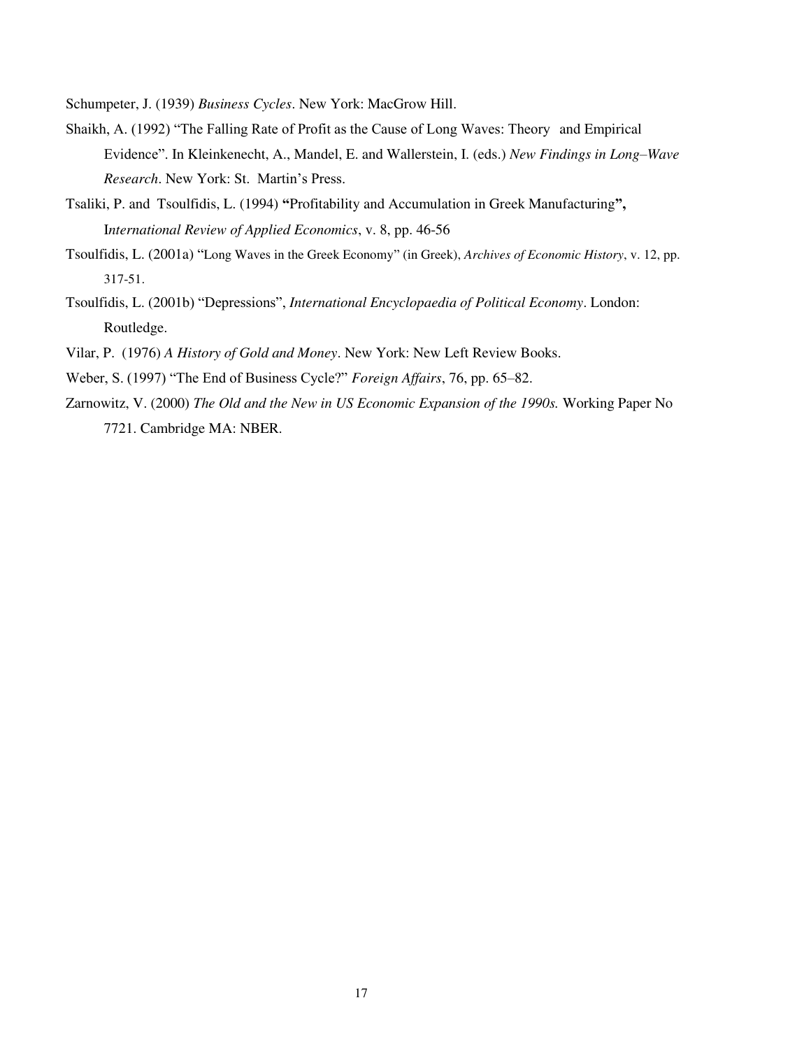Schumpeter, J. (1939) *Business Cycles*. New York: MacGrow Hill.

Shaikh, A. (1992) "The Falling Rate of Profit as the Cause of Long Waves: Theory and Empirical Evidence". In Kleinkenecht, A., Mandel, E. and Wallerstein, I. (eds.) *New Findings in Long–Wave Research*. New York: St. Martin's Press.

Tsaliki, P. and Tsoulfidis, L. (1994) **"**Profitability and Accumulation in Greek Manufacturing**",** I*nternational Review of Applied Economics*, v. 8, pp. 46-56

Tsoulfidis, L. (2001a) "Long Waves in the Greek Economy" (in Greek), *Archives of Economic History*, v. 12, pp. 317-51.

Tsoulfidis, L. (2001b) "Depressions", *International Encyclopaedia of Political Economy*. London: Routledge.

Vilar, P. (1976) *A History of Gold and Money*. New York: New Left Review Books.

Weber, S. (1997) "The End of Business Cycle?" *Foreign Affairs*, 76, pp. 65–82.

Zarnowitz, V. (2000) *The Old and the New in US Economic Expansion of the 1990s.* Working Paper No 7721. Cambridge MA: NBER.